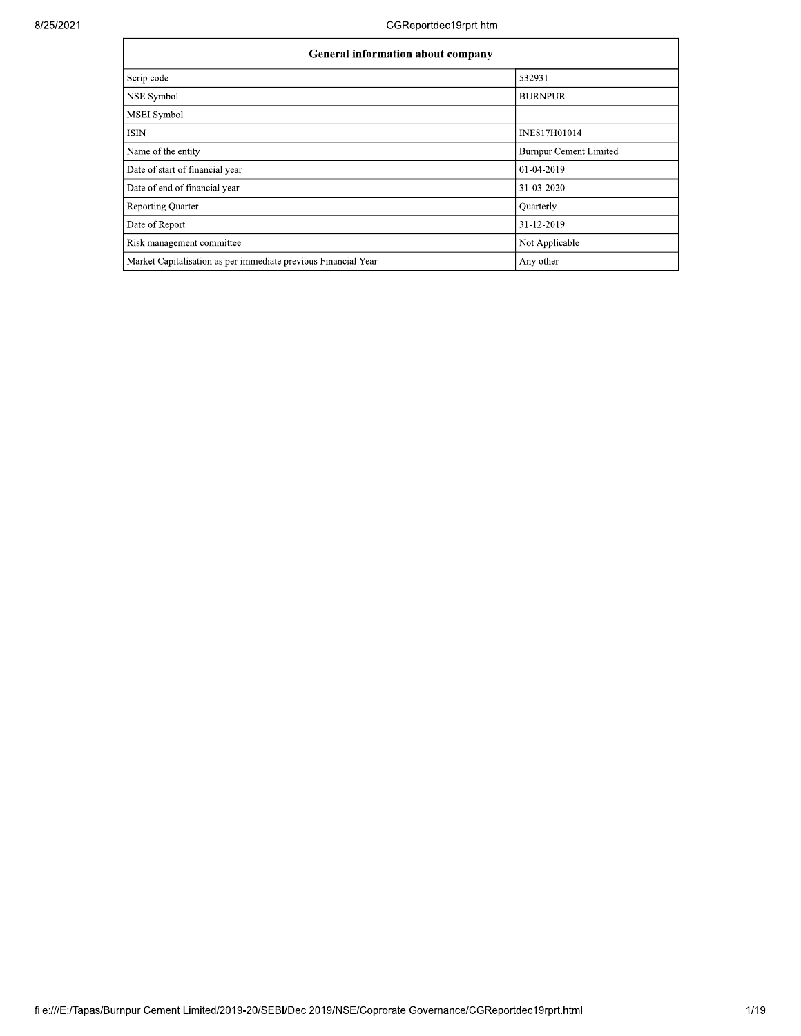| General information about company | |
| --- | --- |
| Scrip code | 532931 |
| NSE Symbol | BURNPUR |
| MSEI Symbol | |
| ISIN | INE817H01014 |
| Name of the entity | Burnpur Cement Limited |
| Date of start of financial year | 01-04-2019 |
| Date of end of financial year | 31-03-2020 |
| Reporting Quarter | Quarterly |
| Date of Report | 31-12-2019 |
| Risk management committee | Not Applicable |
| Market Capitalisation as per immediate previous Financial Year | Any other |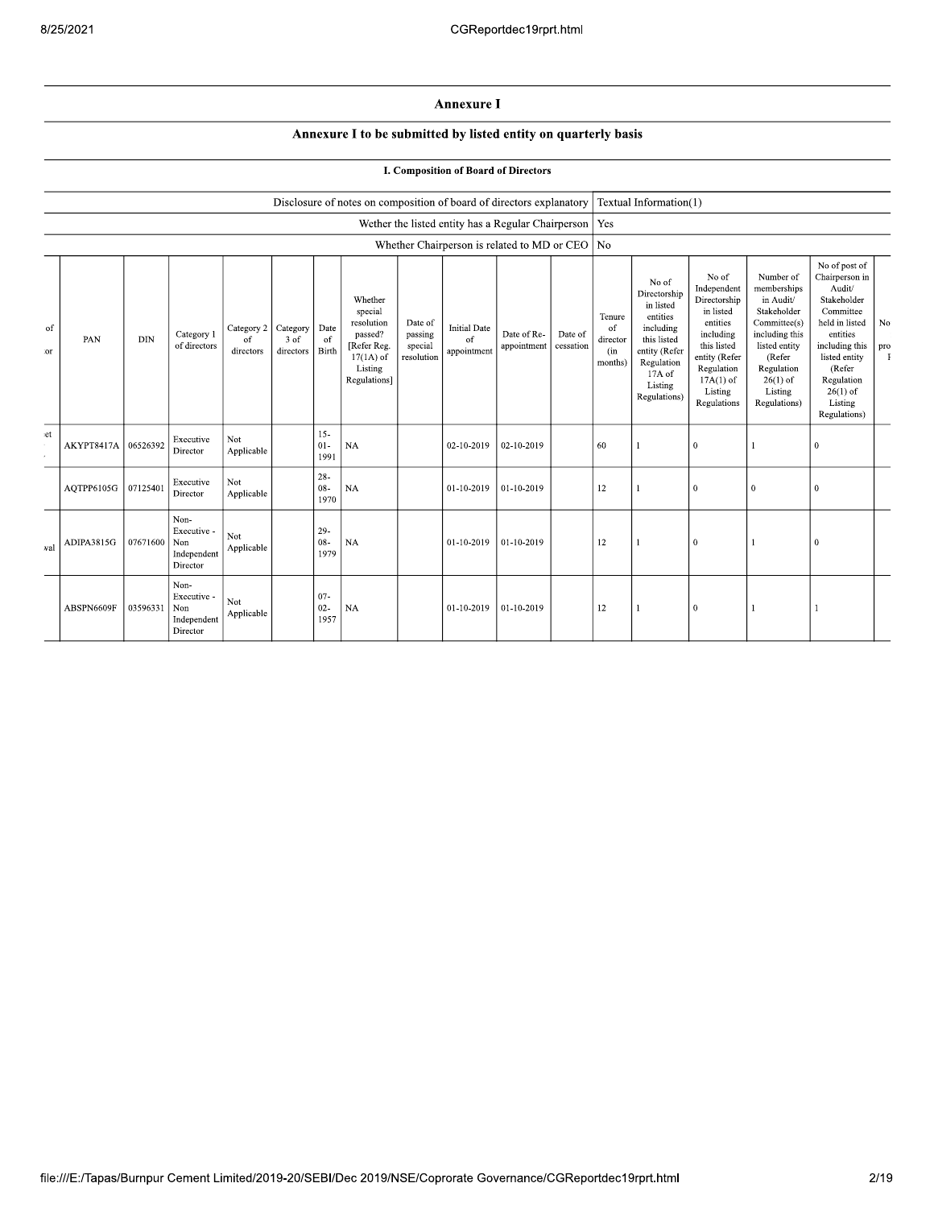# Annexure I

## Annexure I to be submitted by listed entity on quarterly basis

### I. Composition of Board of Directors

| | |
|---|---|
| Disclosure of notes on composition of board of directors explanatory | Textual Information(1) |
| Wether the listed entity has a Regular Chairperson | Yes |
| Whether Chairperson is related to MD or CEO | No |

| of ...or | PAN | DIN | Category 1 of directors | Category 2 of directors | Category 3 of directors | Date of Birth | Whether special resolution passed? [Refer Reg. 17(1A) of Listing Regulations] | Date of passing special resolution | Initial Date of appointment | Date of Re-appointment | Date of cessation | Tenure of director (in months) | No of Directorship in listed entities including this listed entity (Refer Regulation 17A of Listing Regulations) | No of Independent Directorship in listed entities including this listed entity (Refer Regulation 17A(1) of Listing Regulations | Number of memberships in Audit/ Stakeholder Committee(s) including this listed entity (Refer Regulation 26(1) of Listing Regulations) | No of post of Chairperson in Audit/ Stakeholder Committee held in listed entities including this listed entity (Refer Regulation 26(1) of Listing Regulations) | No... pro... |
|---|---|---|---|---|---|---|---|---|---|---|---|---|---|---|---|---|---|
| ...et | AKYPT8417A | 06526392 | Executive Director | Not Applicable | | 15-01-1991 | NA | | 02-10-2019 | 02-10-2019 | | 60 | 1 | 0 | 1 | 0 | |
| | AQTPP6105G | 07125401 | Executive Director | Not Applicable | | 28-08-1970 | NA | | 01-10-2019 | 01-10-2019 | | 12 | 1 | 0 | 0 | 0 | |
| ...wal | ADIPA3815G | 07671600 | Non-Executive - Non Independent Director | Not Applicable | | 29-08-1979 | NA | | 01-10-2019 | 01-10-2019 | | 12 | 1 | 0 | 1 | 0 | |
| | ABSPN6609F | 03596331 | Non-Executive - Non Independent Director | Not Applicable | | 07-02-1957 | NA | | 01-10-2019 | 01-10-2019 | | 12 | 1 | 0 | 1 | 1 | |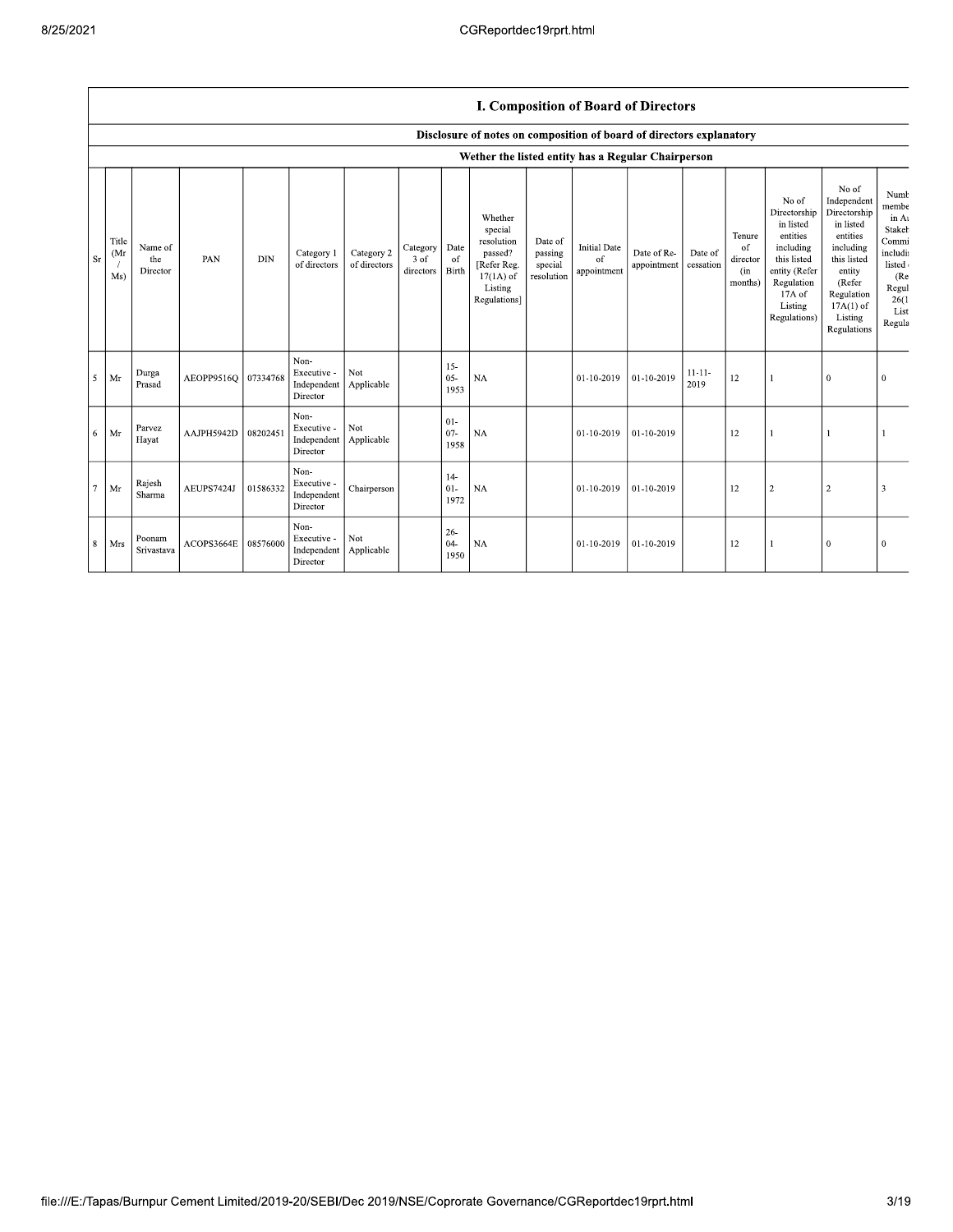## I. Composition of Board of Directors

### Disclosure of notes on composition of board of directors explanatory

### Wether the listed entity has a Regular Chairperson

| Sr | Title (Mr / Ms) | Name of the Director | PAN | DIN | Category 1 of directors | Category 2 of directors | Category 3 of directors | Date of Birth | Whether special resolution passed? [Refer Reg. 17(1A) of Listing Regulations] | Date of passing special resolution | Initial Date of appointment | Date of Re-appointment | Date of cessation | Tenure of director (in months) | No of Directorship in listed entities including this listed entity (Refer Regulation 17A of Listing Regulations) | No of Independent Directorship in listed entities including this listed entity (Refer Regulation 17A(1) of Listing Regulations | Numb membe in A Stakeh Commi includi listed (Re Regul 26(1 List Regula |
|---|---|---|---|---|---|---|---|---|---|---|---|---|---|---|---|---|---|
| 5 | Mr | Durga Prasad | AEOPP9516Q | 07334768 | Non-Executive - Independent Director | Not Applicable | | 15-05-1953 | NA | | 01-10-2019 | 01-10-2019 | 11-11-2019 | 12 | 1 | 0 | 0 |
| 6 | Mr | Parvez Hayat | AAJPH5942D | 08202451 | Non-Executive - Independent Director | Not Applicable | | 01-07-1958 | NA | | 01-10-2019 | 01-10-2019 | | 12 | 1 | 1 | 1 |
| 7 | Mr | Rajesh Sharma | AEUPS7424J | 01586332 | Non-Executive - Independent Director | Chairperson | | 14-01-1972 | NA | | 01-10-2019 | 01-10-2019 | | 12 | 2 | 2 | 3 |
| 8 | Mrs | Poonam Srivastava | ACOPS3664E | 08576000 | Non-Executive - Independent Director | Not Applicable | | 26-04-1950 | NA | | 01-10-2019 | 01-10-2019 | | 12 | 1 | 0 | 0 |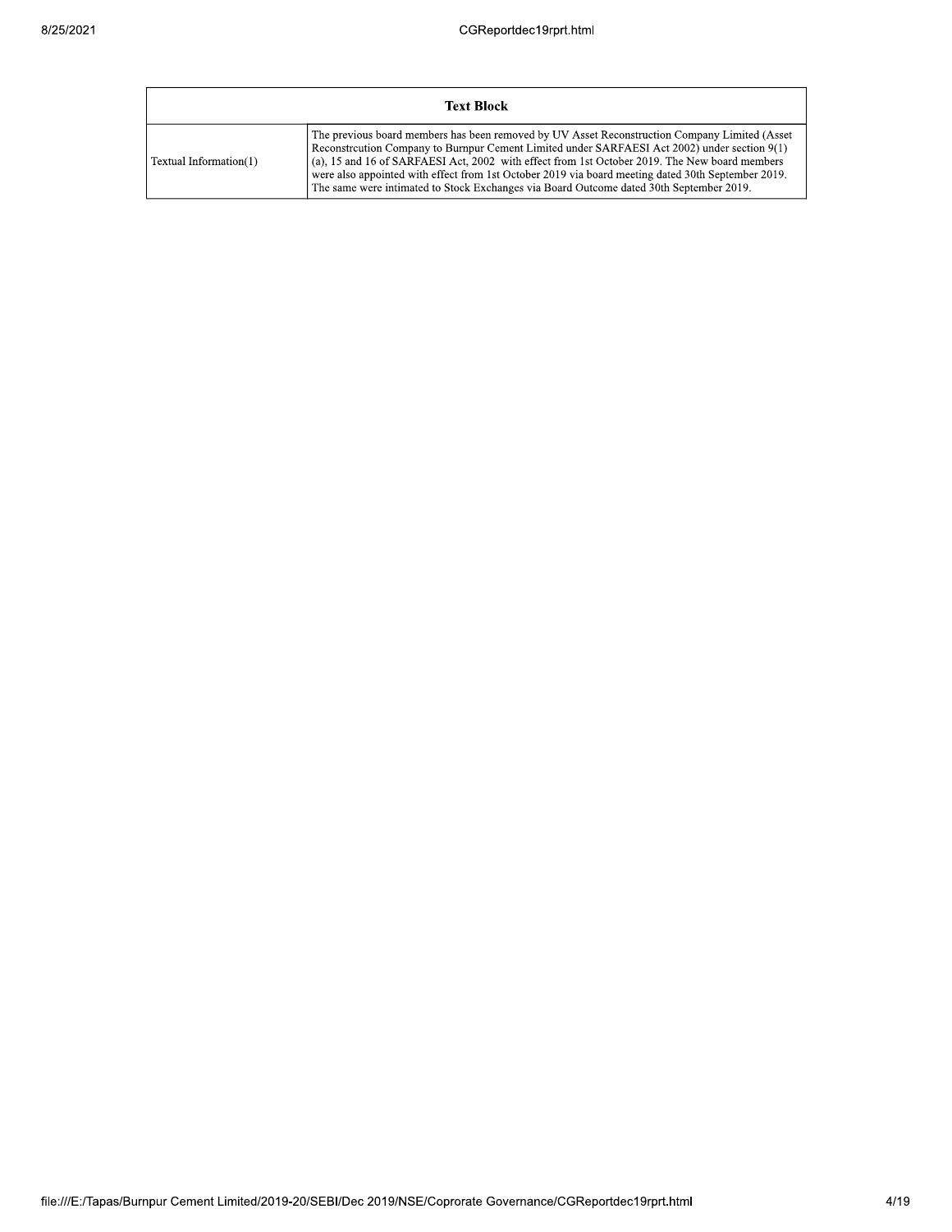| Text Block | |
|---|---|
| Textual Information(1) | The previous board members has been removed by UV Asset Reconstruction Company Limited (Asset Reconstrcution Company to Burnpur Cement Limited under SARFAESI Act 2002) under section 9(1)(a), 15 and 16 of SARFAESI Act, 2002 with effect from 1st October 2019. The New board members were also appointed with effect from 1st October 2019 via board meeting dated 30th September 2019. The same were intimated to Stock Exchanges via Board Outcome dated 30th September 2019. |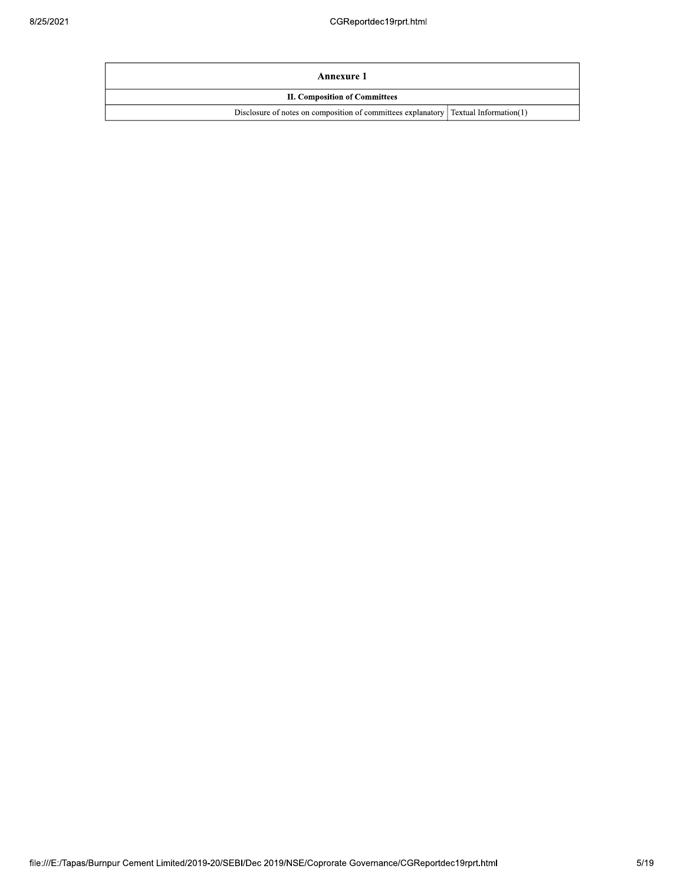| Annexure 1 | |
|---|---|
| **II. Composition of Committees** | |
| Disclosure of notes on composition of committees explanatory | Textual Information(1) |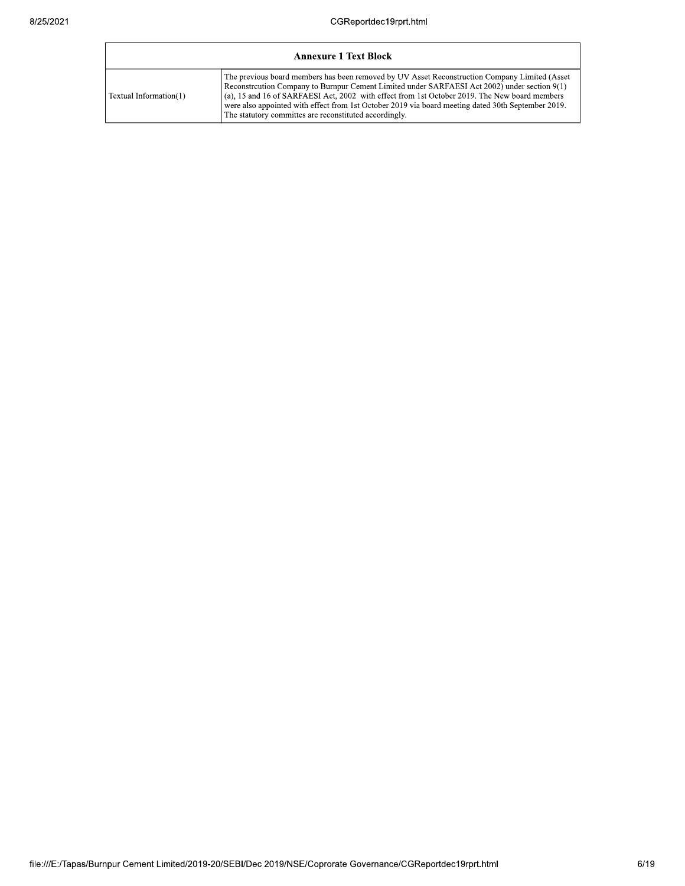| Annexure 1 Text Block | |
|---|---|
| Textual Information(1) | The previous board members has been removed by UV Asset Reconstruction Company Limited (Asset Reconstrcution Company to Burnpur Cement Limited under SARFAESI Act 2002) under section 9(1) (a), 15 and 16 of SARFAESI Act, 2002 with effect from 1st October 2019. The New board members were also appointed with effect from 1st October 2019 via board meeting dated 30th September 2019. The statutory committes are reconstituted accordingly. |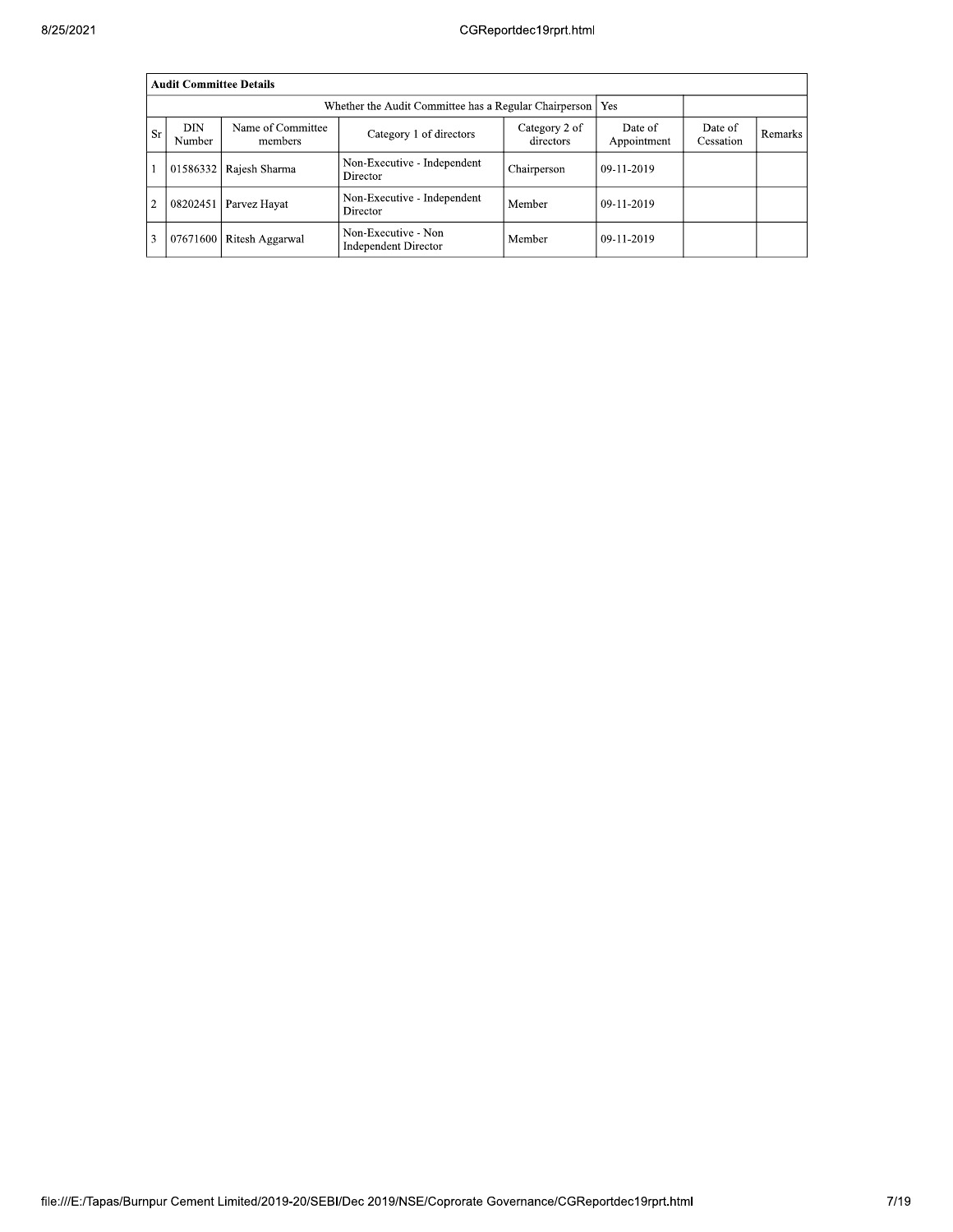| Audit Committee Details | | | | | | | |
|---|---|---|---|---|---|---|---|
| Whether the Audit Committee has a Regular Chairperson | | | | | Yes | | |
| Sr | DIN Number | Name of Committee members | Category 1 of directors | Category 2 of directors | Date of Appointment | Date of Cessation | Remarks |
| 1 | 01586332 | Rajesh Sharma | Non-Executive - Independent Director | Chairperson | 09-11-2019 | | |
| 2 | 08202451 | Parvez Hayat | Non-Executive - Independent Director | Member | 09-11-2019 | | |
| 3 | 07671600 | Ritesh Aggarwal | Non-Executive - Non Independent Director | Member | 09-11-2019 | | |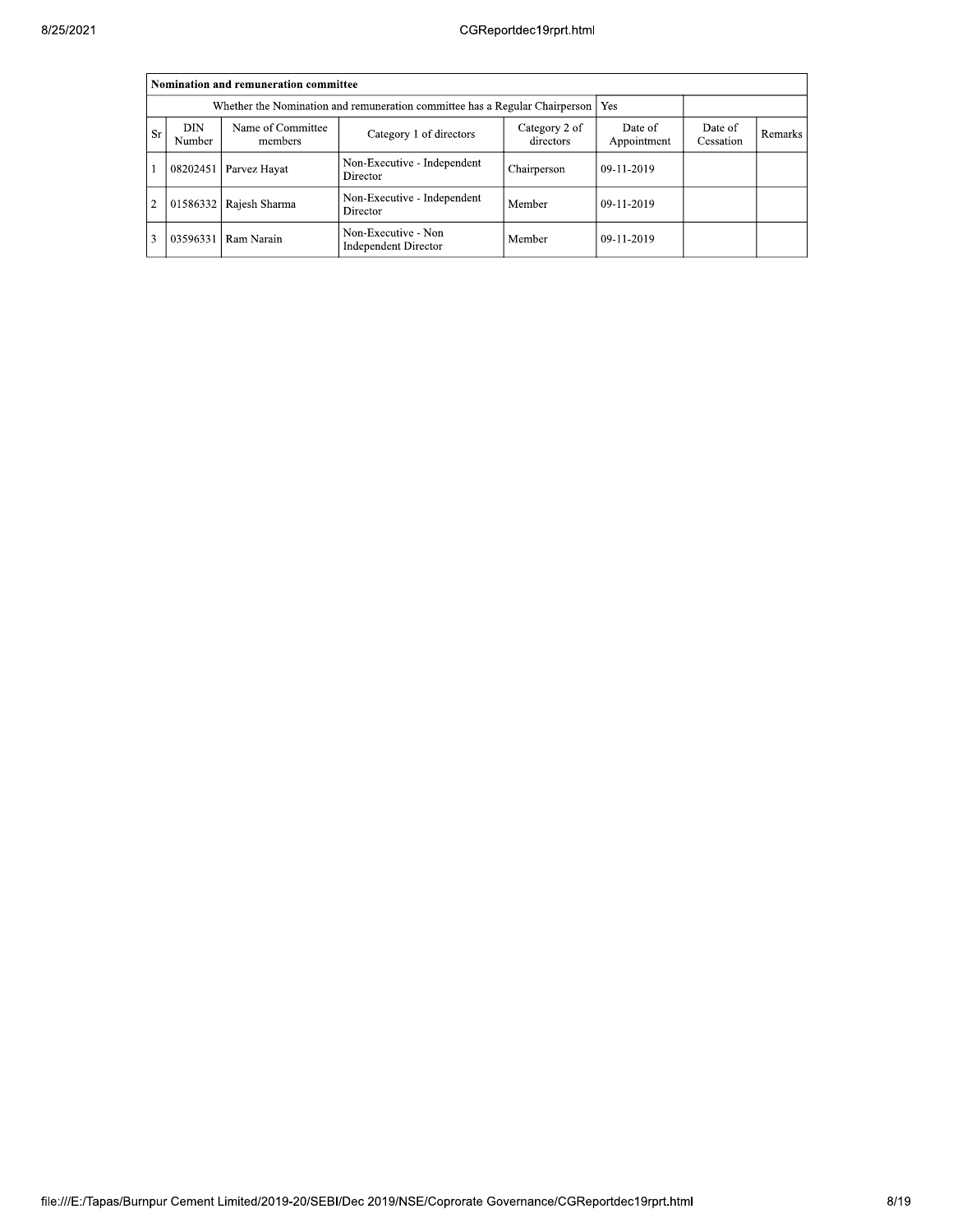| Nomination and remuneration committee | | | | | | | |
|---|---|---|---|---|---|---|---|
| Whether the Nomination and remuneration committee has a Regular Chairperson | | | | | Yes | | |
| Sr | DIN Number | Name of Committee members | Category 1 of directors | Category 2 of directors | Date of Appointment | Date of Cessation | Remarks |
| 1 | 08202451 | Parvez Hayat | Non-Executive - Independent Director | Chairperson | 09-11-2019 | | |
| 2 | 01586332 | Rajesh Sharma | Non-Executive - Independent Director | Member | 09-11-2019 | | |
| 3 | 03596331 | Ram Narain | Non-Executive - Non Independent Director | Member | 09-11-2019 | | |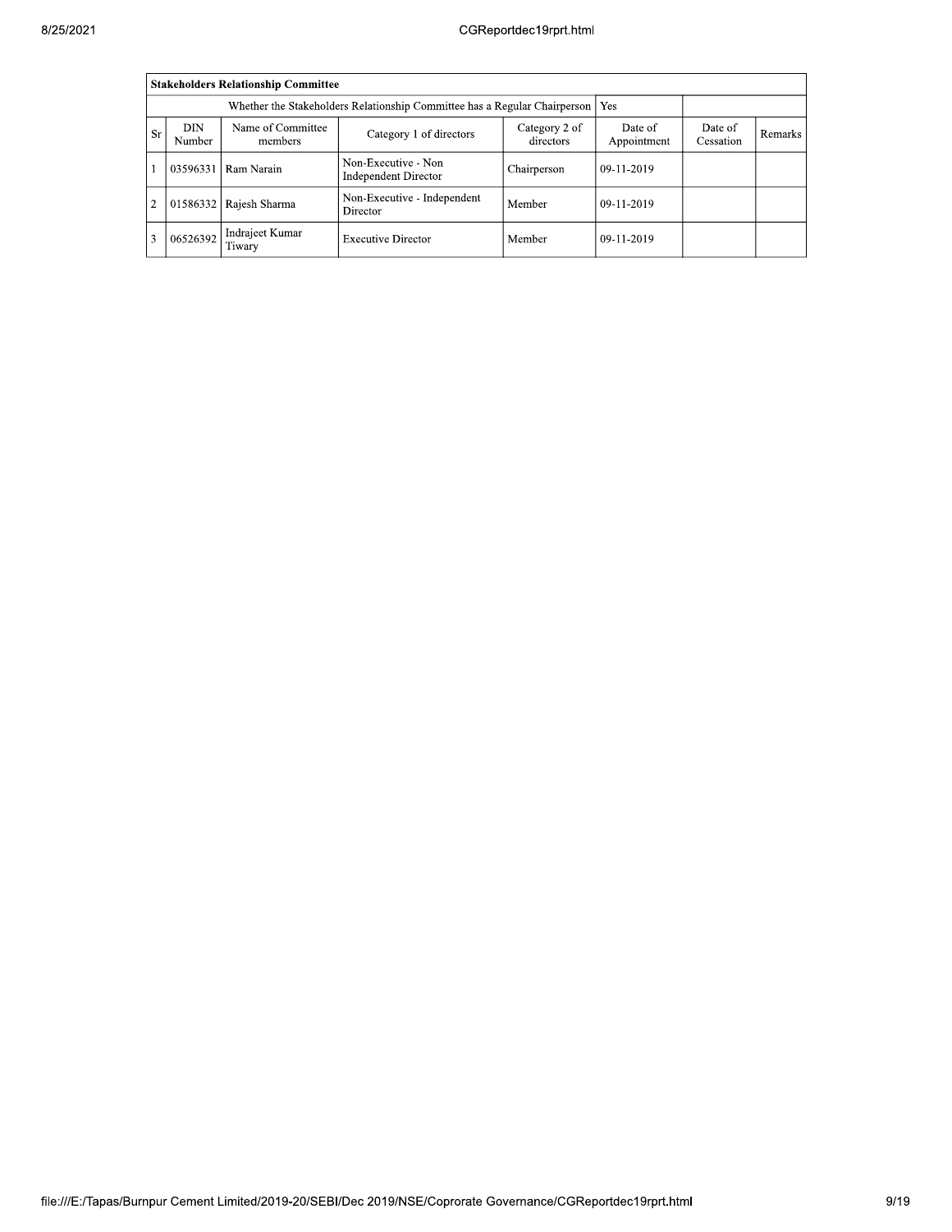| Stakeholders Relationship Committee | | | | | | | |
|---|---|---|---|---|---|---|---|
| Whether the Stakeholders Relationship Committee has a Regular Chairperson | | | | | Yes | | |
| Sr | DIN Number | Name of Committee members | Category 1 of directors | Category 2 of directors | Date of Appointment | Date of Cessation | Remarks |
| 1 | 03596331 | Ram Narain | Non-Executive - Non Independent Director | Chairperson | 09-11-2019 | | |
| 2 | 01586332 | Rajesh Sharma | Non-Executive - Independent Director | Member | 09-11-2019 | | |
| 3 | 06526392 | Indrajeet Kumar Tiwary | Executive Director | Member | 09-11-2019 | | |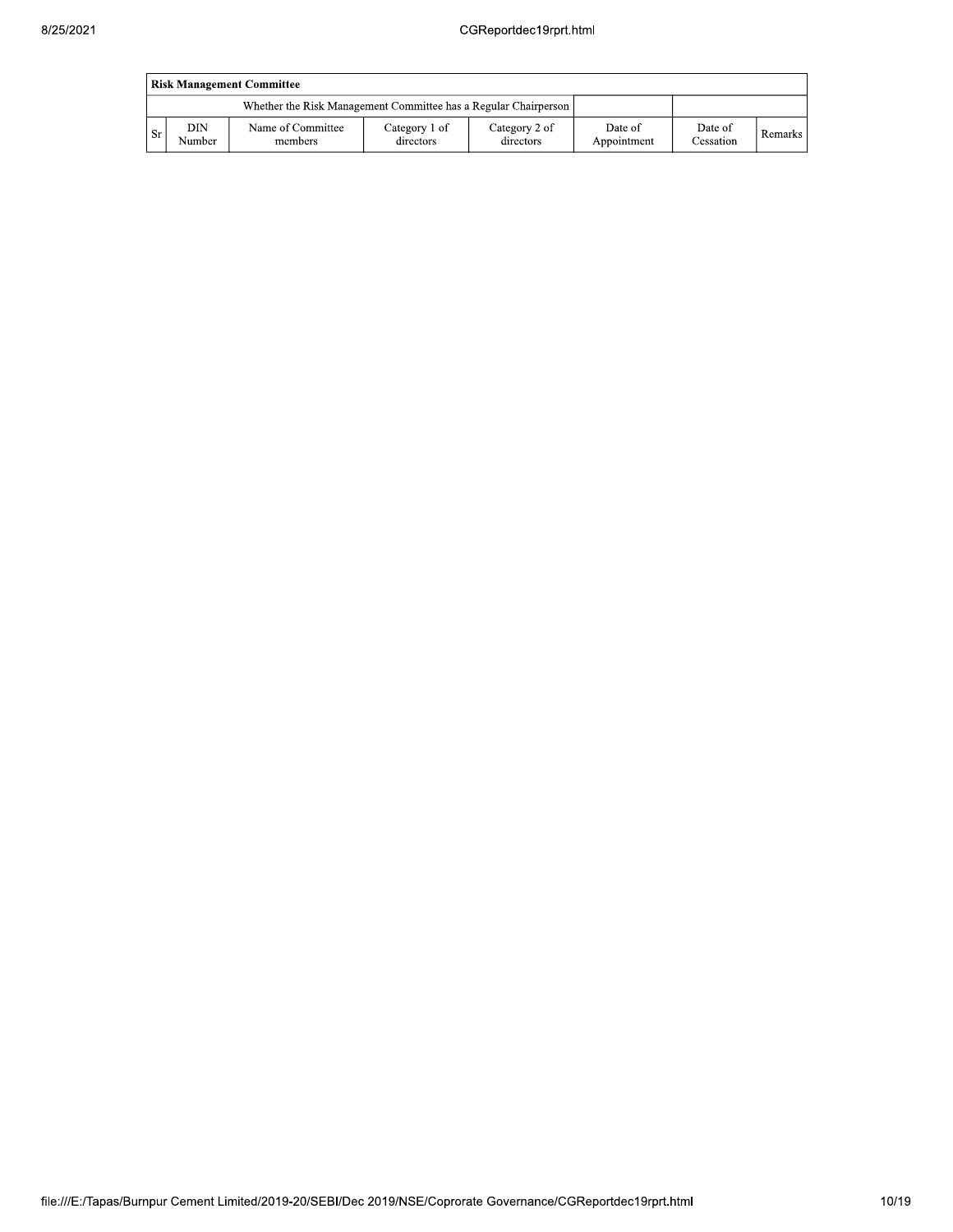| Risk Management Committee | | | | | | | |
|---|---|---|---|---|---|---|---|
| Whether the Risk Management Committee has a Regular Chairperson | | | | | | | |
| Sr | DIN Number | Name of Committee members | Category 1 of directors | Category 2 of directors | Date of Appointment | Date of Cessation | Remarks |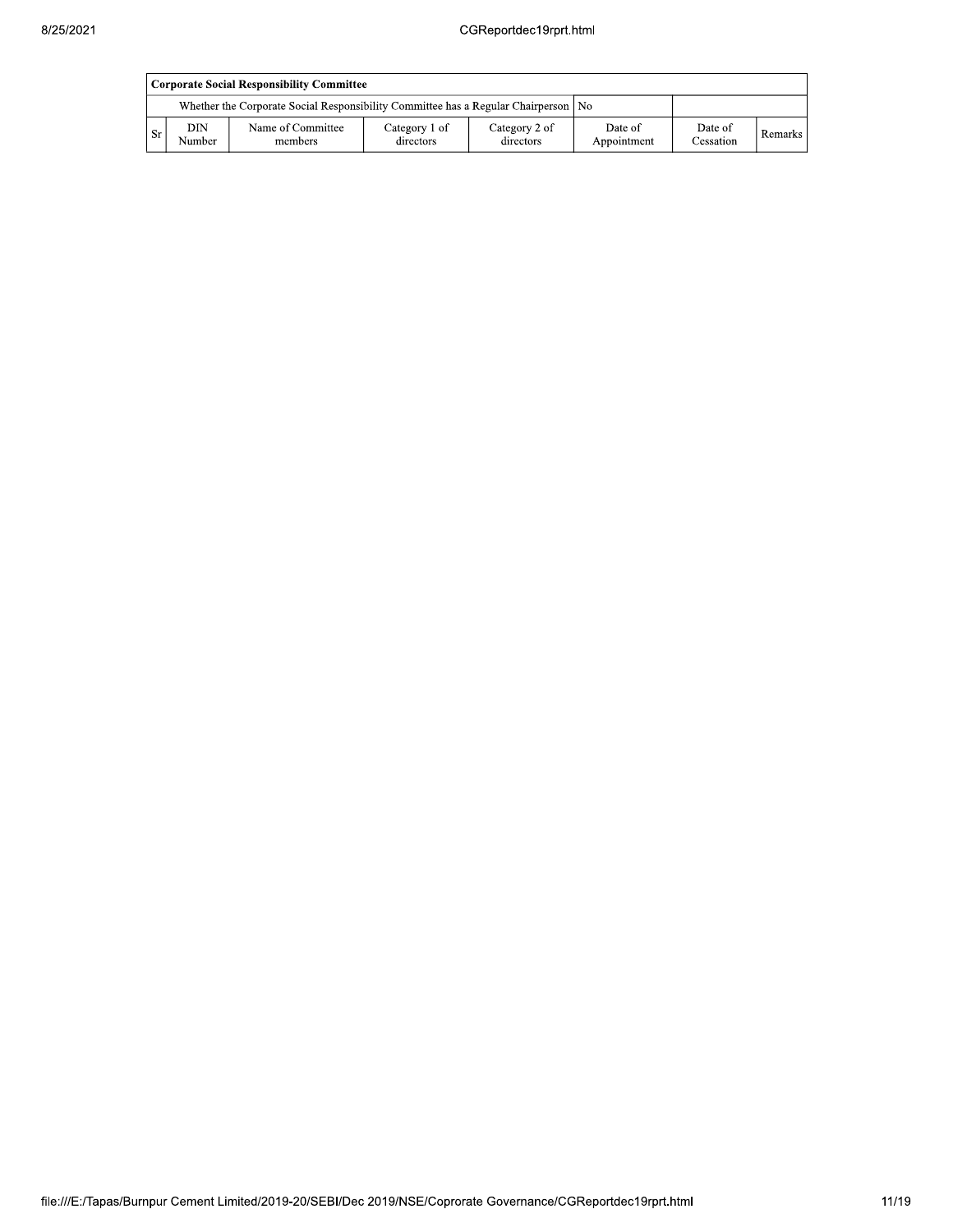| Corporate Social Responsibility Committee | | | | | | | |
|---|---|---|---|---|---|---|---|
| Whether the Corporate Social Responsibility Committee has a Regular Chairperson | | | | | No | | |
| Sr | DIN Number | Name of Committee members | Category 1 of directors | Category 2 of directors | Date of Appointment | Date of Cessation | Remarks |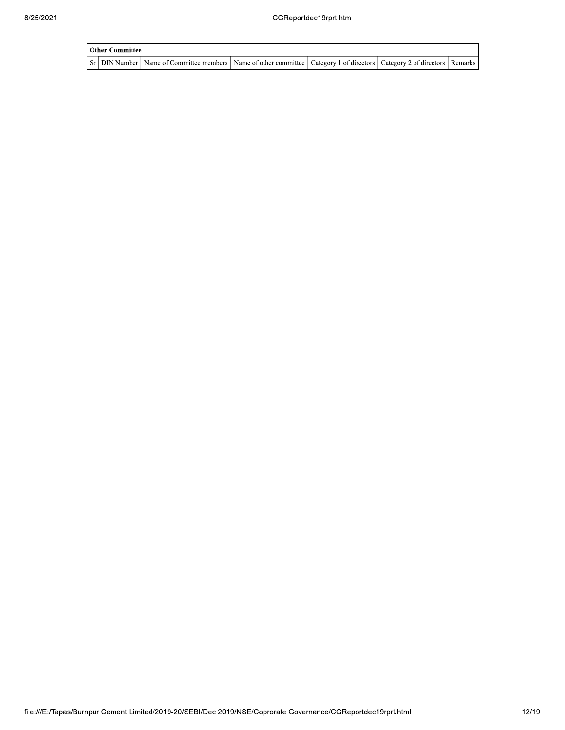| Other Committee | | | | | | |
|---|---|---|---|---|---|---|
| Sr | DIN Number | Name of Committee members | Name of other committee | Category 1 of directors | Category 2 of directors | Remarks |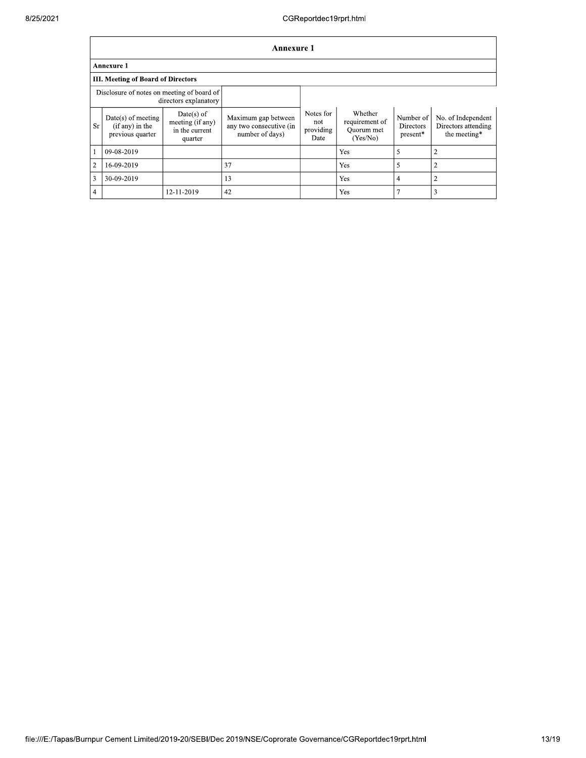## Annexure 1

**Annexure 1**

**III. Meeting of Board of Directors**

Disclosure of notes on meeting of board of directors explanatory

| Sr | Date(s) of meeting (if any) in the previous quarter | Date(s) of meeting (if any) in the current quarter | Maximum gap between any two consecutive (in number of days) | Notes for not providing Date | Whether requirement of Quorum met (Yes/No) | Number of Directors present* | No. of Independent Directors attending the meeting* |
|---|---|---|---|---|---|---|---|
| 1 | 09-08-2019 | | | | Yes | 5 | 2 |
| 2 | 16-09-2019 | | 37 | | Yes | 5 | 2 |
| 3 | 30-09-2019 | | 13 | | Yes | 4 | 2 |
| 4 | | 12-11-2019 | 42 | | Yes | 7 | 3 |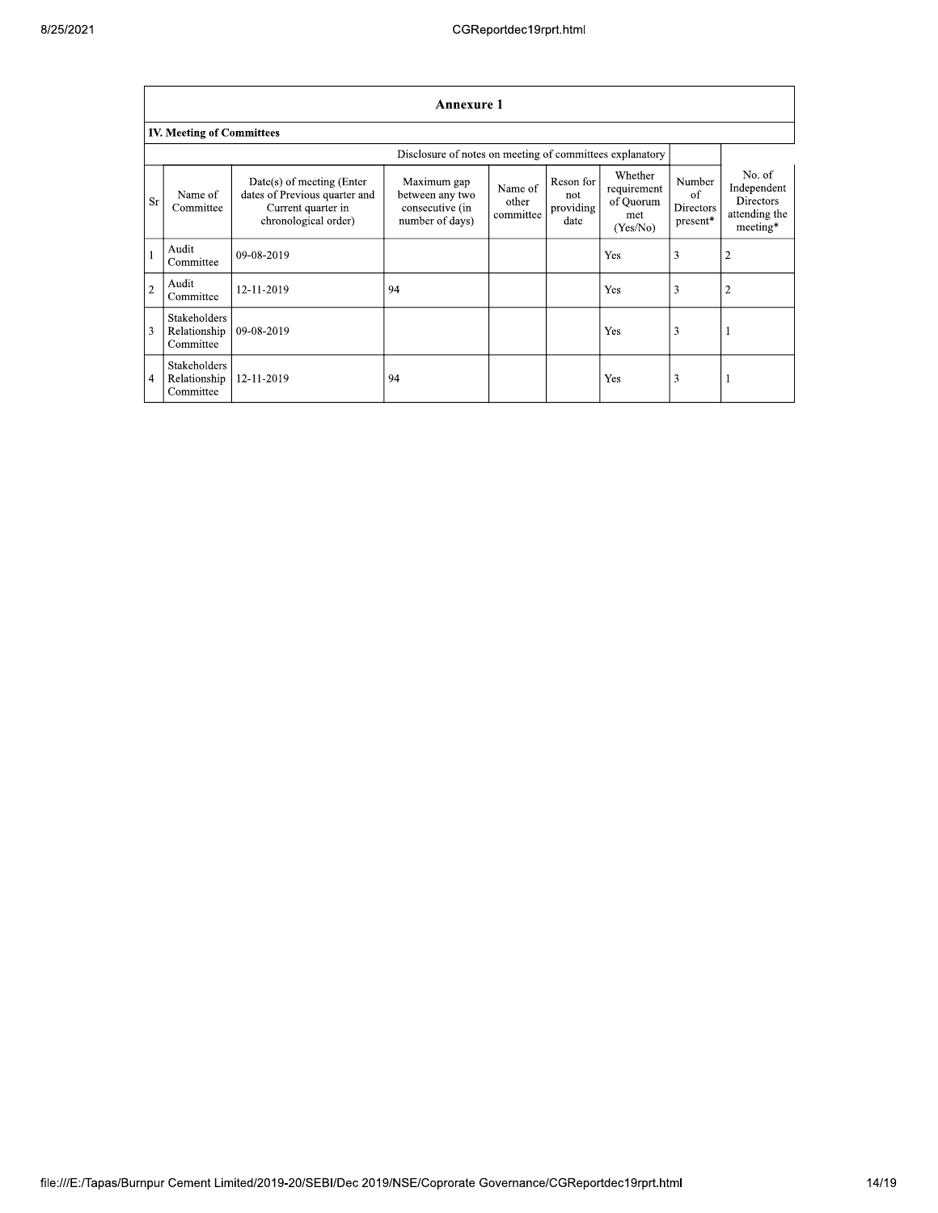| Annexure 1 | | | | | | | | |
|---|---|---|---|---|---|---|---|---|
| **IV. Meeting of Committees** | | | | | | | | |
| Disclosure of notes on meeting of committees explanatory | | | | | | | | |
| Sr | Name of Committee | Date(s) of meeting (Enter dates of Previous quarter and Current quarter in chronological order) | Maximum gap between any two consecutive (in number of days) | Name of other committee | Reson for not providing date | Whether requirement of Quorum met (Yes/No) | Number of Directors present* | No. of Independent Directors attending the meeting* |
| 1 | Audit Committee | 09-08-2019 | | | | Yes | 3 | 2 |
| 2 | Audit Committee | 12-11-2019 | 94 | | | Yes | 3 | 2 |
| 3 | Stakeholders Relationship Committee | 09-08-2019 | | | | Yes | 3 | 1 |
| 4 | Stakeholders Relationship Committee | 12-11-2019 | 94 | | | Yes | 3 | 1 |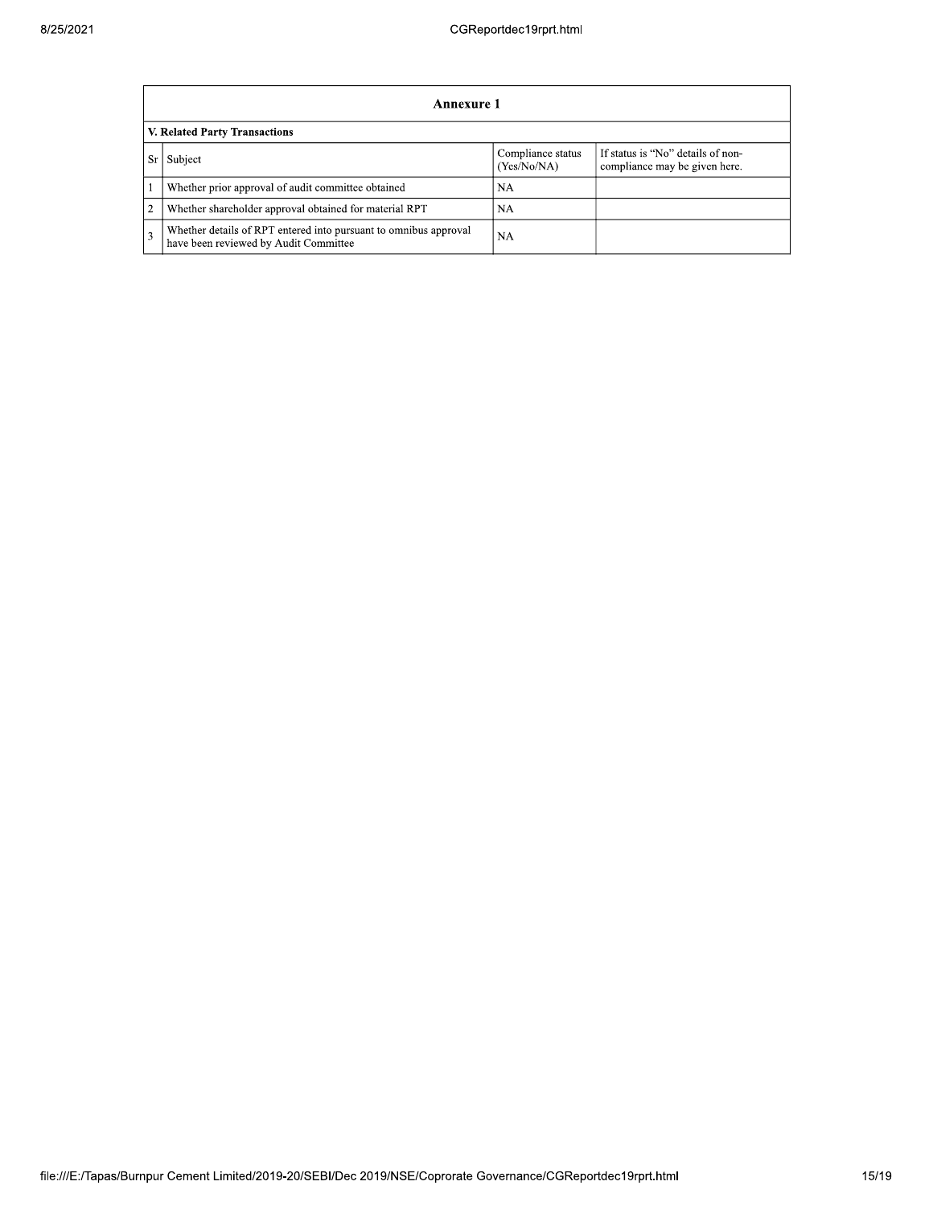## Annexure 1

### V. Related Party Transactions

| Sr | Subject | Compliance status (Yes/No/NA) | If status is "No" details of non-compliance may be given here. |
|---|---|---|---|
| 1 | Whether prior approval of audit committee obtained | NA | |
| 2 | Whether shareholder approval obtained for material RPT | NA | |
| 3 | Whether details of RPT entered into pursuant to omnibus approval have been reviewed by Audit Committee | NA | |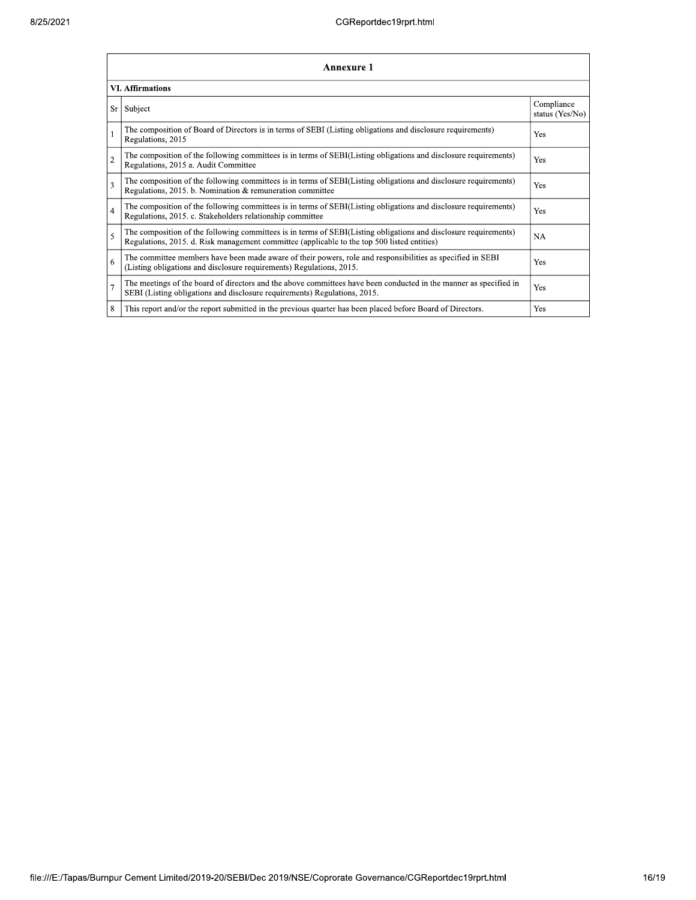## Annexure 1

### VI. Affirmations

| Sr | Subject | Compliance status (Yes/No) |
|---|---|---|
| 1 | The composition of Board of Directors is in terms of SEBI (Listing obligations and disclosure requirements) Regulations, 2015 | Yes |
| 2 | The composition of the following committees is in terms of SEBI(Listing obligations and disclosure requirements) Regulations, 2015 a. Audit Committee | Yes |
| 3 | The composition of the following committees is in terms of SEBI(Listing obligations and disclosure requirements) Regulations, 2015. b. Nomination & remuneration committee | Yes |
| 4 | The composition of the following committees is in terms of SEBI(Listing obligations and disclosure requirements) Regulations, 2015. c. Stakeholders relationship committee | Yes |
| 5 | The composition of the following committees is in terms of SEBI(Listing obligations and disclosure requirements) Regulations, 2015. d. Risk management committee (applicable to the top 500 listed entities) | NA |
| 6 | The committee members have been made aware of their powers, role and responsibilities as specified in SEBI (Listing obligations and disclosure requirements) Regulations, 2015. | Yes |
| 7 | The meetings of the board of directors and the above committees have been conducted in the manner as specified in SEBI (Listing obligations and disclosure requirements) Regulations, 2015. | Yes |
| 8 | This report and/or the report submitted in the previous quarter has been placed before Board of Directors. | Yes |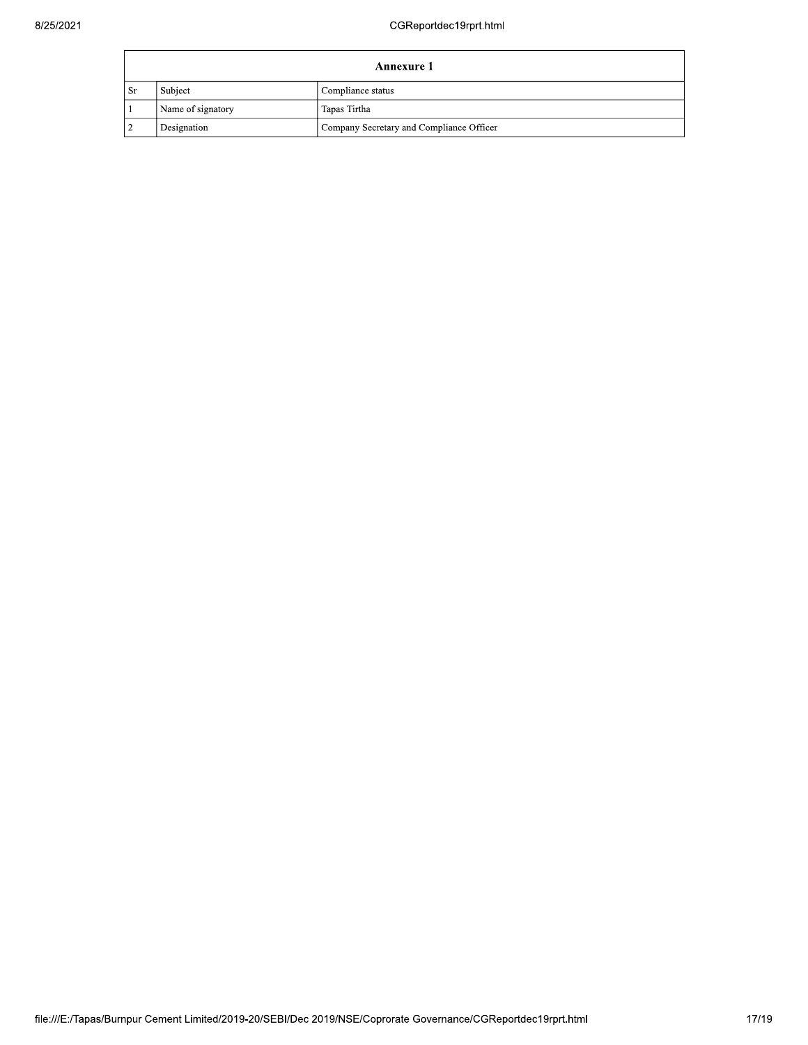| Annexure 1 | | |
|---|---|---|
| Sr | Subject | Compliance status |
| 1 | Name of signatory | Tapas Tirtha |
| 2 | Designation | Company Secretary and Compliance Officer |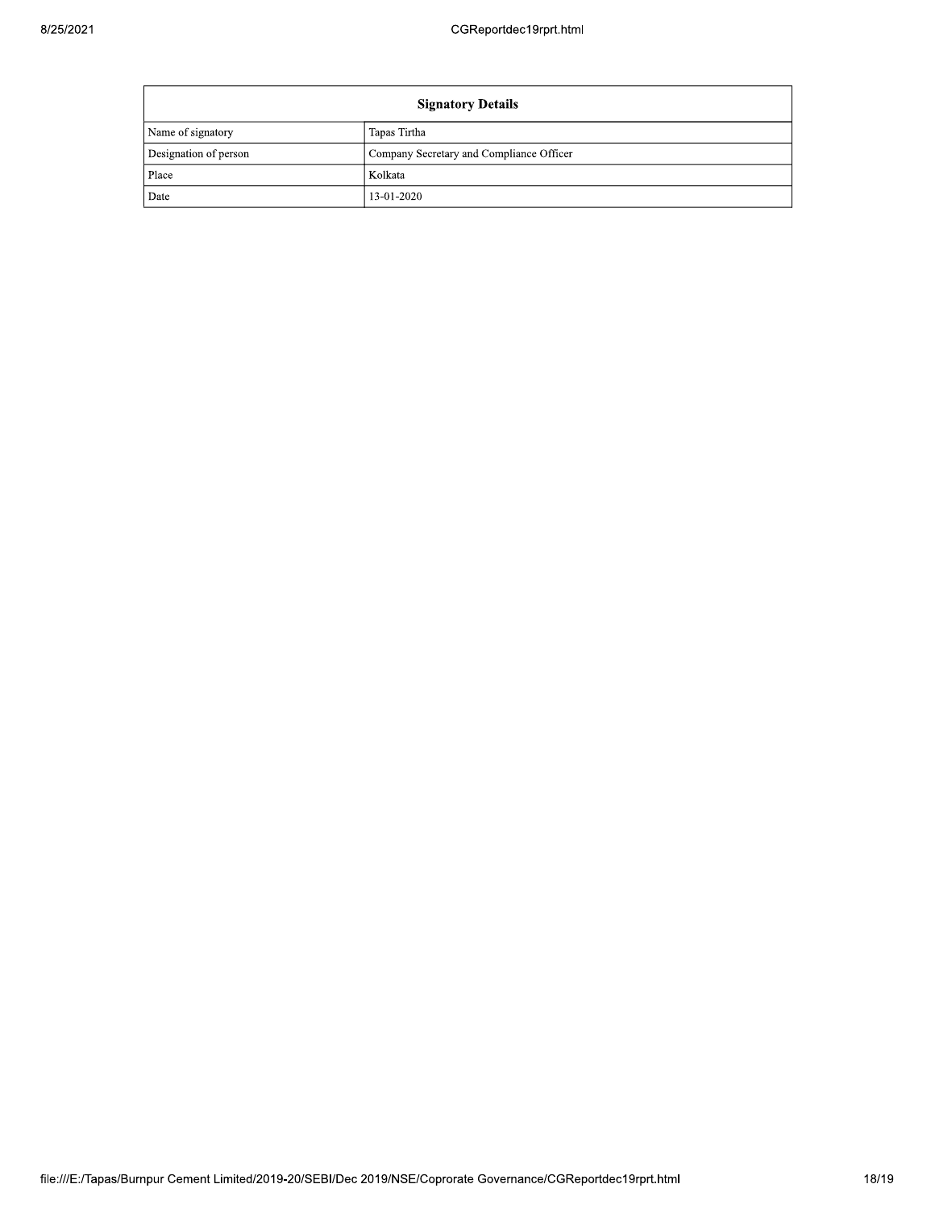| Signatory Details | |
|---|---|
| Name of signatory | Tapas Tirtha |
| Designation of person | Company Secretary and Compliance Officer |
| Place | Kolkata |
| Date | 13-01-2020 |